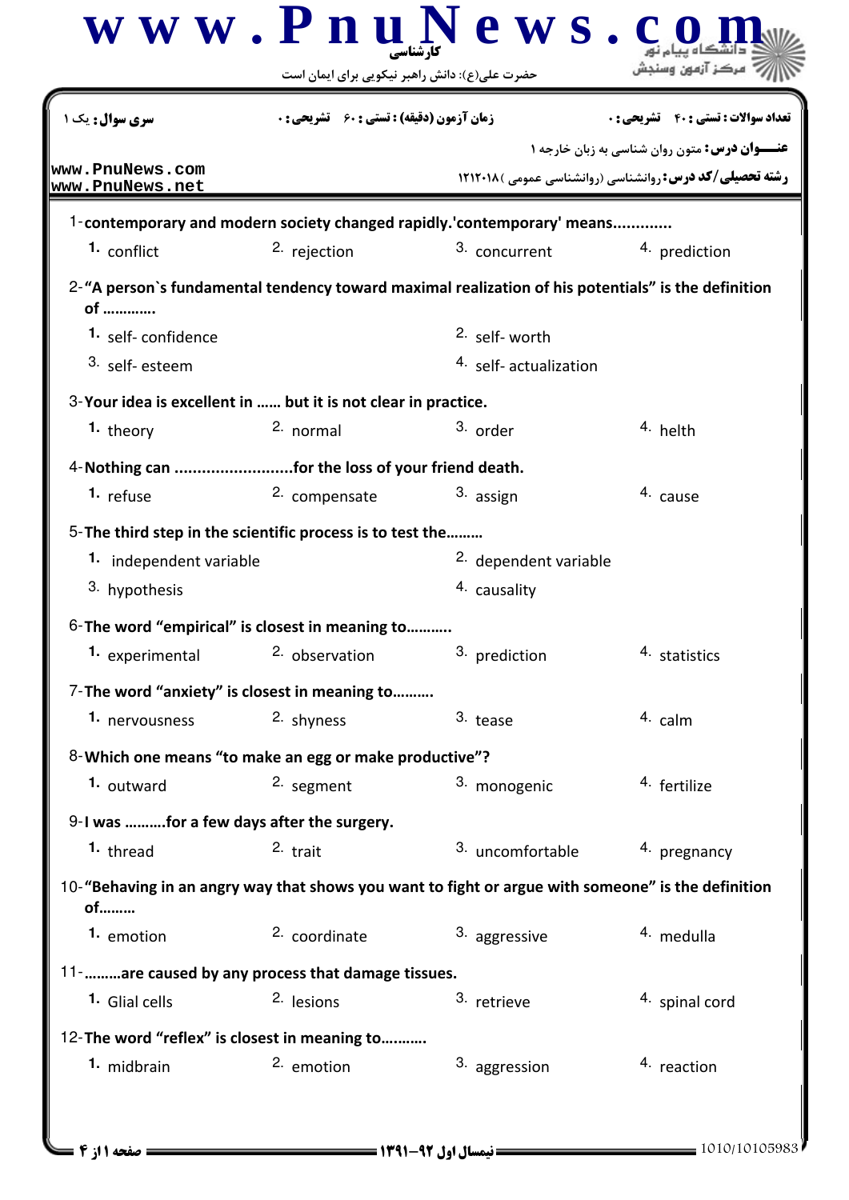کارشناسی

حضرت علی(ع): دانش راهبر نیکویی برای ایمان است

**سری سوال:** یک ۱ | **زمان آزمون (دقیقه) : تستی :** ۶۰ **تشریحی :** ۰ | **تعداد سوالات : تستی :** ۴۰ **تشریحی :** ۰

**عنـــوان درس:** متون روان شناسی به زبان خارجه ۱

**رشته تحصیلی/کد درس:** روانشناسی (روانشناسی عمومی )۱۲۱۲۰۱۸

www.PnuNews.com
www.PnuNews.net

1- **contemporary and modern society changed rapidly.'contemporary' means.............**

1. conflict
2. rejection
3. concurrent
4. prediction

2- **"A person`s fundamental tendency toward maximal realization of his potentials" is the definition of ............**

1. self- confidence
2. self- worth
3. self- esteem
4. self- actualization

3- **Your idea is excellent in ...... but it is not clear in practice.**

1. theory
2. normal
3. order
4. helth

4- **Nothing can ..........................for the loss of your friend death.**

1. refuse
2. compensate
3. assign
4. cause

5- **The third step in the scientific process is to test the.........**

1. independent variable
2. dependent variable
3. hypothesis
4. causality

6- **The word "empirical" is closest in meaning to..........**

1. experimental
2. observation
3. prediction
4. statistics

7- **The word "anxiety" is closest in meaning to..........**

1. nervousness
2. shyness
3. tease
4. calm

8- **Which one means "to make an egg or make productive"?**

1. outward
2. segment
3. monogenic
4. fertilize

9- **I was ..........for a few days after the surgery.**

1. thread
2. trait
3. uncomfortable
4. pregnancy

10- **"Behaving in an angry way that shows you want to fight or argue with someone" is the definition of.........**

1. emotion
2. coordinate
3. aggressive
4. medulla

11- **.........are caused by any process that damage tissues.**

1. Glial cells
2. lesions
3. retrieve
4. spinal cord

12- **The word "reflex" is closest in meaning to..........**

1. midbrain
2. emotion
3. aggression
4. reaction

نیمسال اول ۹۲-۱۳۹۱

1010/10105983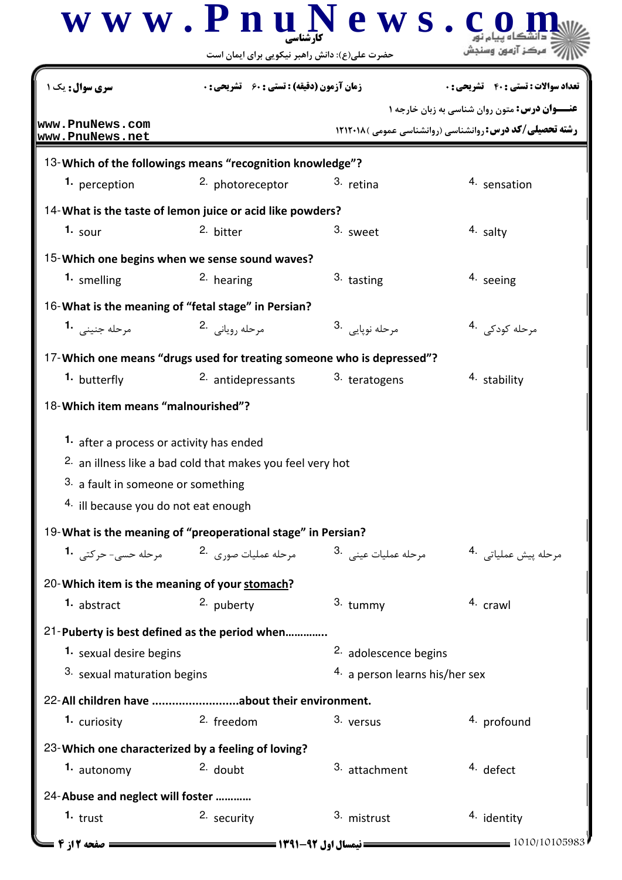13-**Which of the followings means "recognition knowledge"?**

1. perception
2. photoreceptor
3. retina
4. sensation

14-**What is the taste of lemon juice or acid like powders?**

1. sour
2. bitter
3. sweet
4. salty

15-**Which one begins when we sense sound waves?**

1. smelling
2. hearing
3. tasting
4. seeing

16-**What is the meaning of "fetal stage" in Persian?**

1. مرحله جنینی
2. مرحله رویانی
3. مرحله نوپایی
4. مرحله کودکی

17-**Which one means "drugs used for treating someone who is depressed"?**

1. butterfly
2. antidepressants
3. teratogens
4. stability

18-**Which item means "malnourished"?**

1. after a process or activity has ended
2. an illness like a bad cold that makes you feel very hot
3. a fault in someone or something
4. ill because you do not eat enough

19-**What is the meaning of "preoperational stage" in Persian?**

1. مرحله حسی- حرکتی
2. مرحله عملیات صوری
3. مرحله عملیات عینی
4. مرحله پیش عملیاتی

20-**Which item is the meaning of your <u>stomach</u>?**

1. abstract
2. puberty
3. tummy
4. crawl

21-**Puberty is best defined as the period when.............**

1. sexual desire begins
2. adolescence begins
3. sexual maturation begins
4. a person learns his/her sex

22-**All children have ..........................about their environment.**

1. curiosity
2. freedom
3. versus
4. profound

23-**Which one characterized by a feeling of loving?**

1. autonomy
2. doubt
3. attachment
4. defect

24-**Abuse and neglect will foster ...........**

1. trust
2. security
3. mistrust
4. identity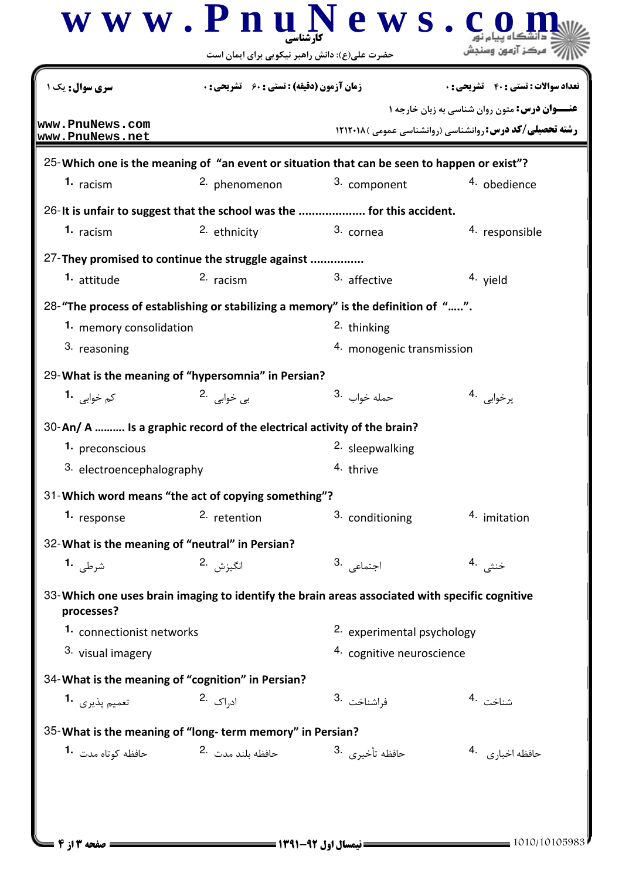کارشناسی

حضرت علی(ع): دانش راهبر نیکویی برای ایمان است

**سری سوال:** یک ۱ | **زمان آزمون (دقیقه) : تستی :** ۶۰ **تشریحی :** ۰ | **تعداد سوالات : تستی :** ۴۰ **تشریحی :** ۰

**عنـــوان درس:** متون روان شناسی به زبان خارجه ۱

**رشته تحصیلی/کد درس:** روانشناسی (روانشناسی عمومی )۱۲۱۲۰۱۸

www.PnuNews.com
www.PnuNews.net

25-**Which one is the meaning of "an event or situation that can be seen to happen or exist"?**

1. racism
2. phenomenon
3. component
4. obedience

26-**It is unfair to suggest that the school was the .................... for this accident.**

1. racism
2. ethnicity
3. cornea
4. responsible

27-**They promised to continue the struggle against ................**

1. attitude
2. racism
3. affective
4. yield

28-**"The process of establishing or stabilizing a memory" is the definition of ".....".**

1. memory consolidation
2. thinking
3. reasoning
4. monogenic transmission

29-**What is the meaning of "hypersomnia" in Persian?**

1. کم خوابی
2. بی خوابی
3. حمله خواب
4. پرخوابی

30-**An/ A .......... Is a graphic record of the electrical activity of the brain?**

1. preconscious
2. sleepwalking
3. electroencephalography
4. thrive

31-**Which word means "the act of copying something"?**

1. response
2. retention
3. conditioning
4. imitation

32-**What is the meaning of "neutral" in Persian?**

1. شرطی
2. انگیزش
3. اجتماعی
4. خنثی

33-**Which one uses brain imaging to identify the brain areas associated with specific cognitive processes?**

1. connectionist networks
2. experimental psychology
3. visual imagery
4. cognitive neuroscience

34-**What is the meaning of "cognition" in Persian?**

1. تعمیم پذیری
2. ادراک
3. فراشناخت
4. شناخت

35-**What is the meaning of "long- term memory" in Persian?**

1. حافظه کوتاه مدت
2. حافظه بلند مدت
3. حافظه تأخیری
4. حافظه اخباری

نیمسال اول ۹۲-۱۳۹۱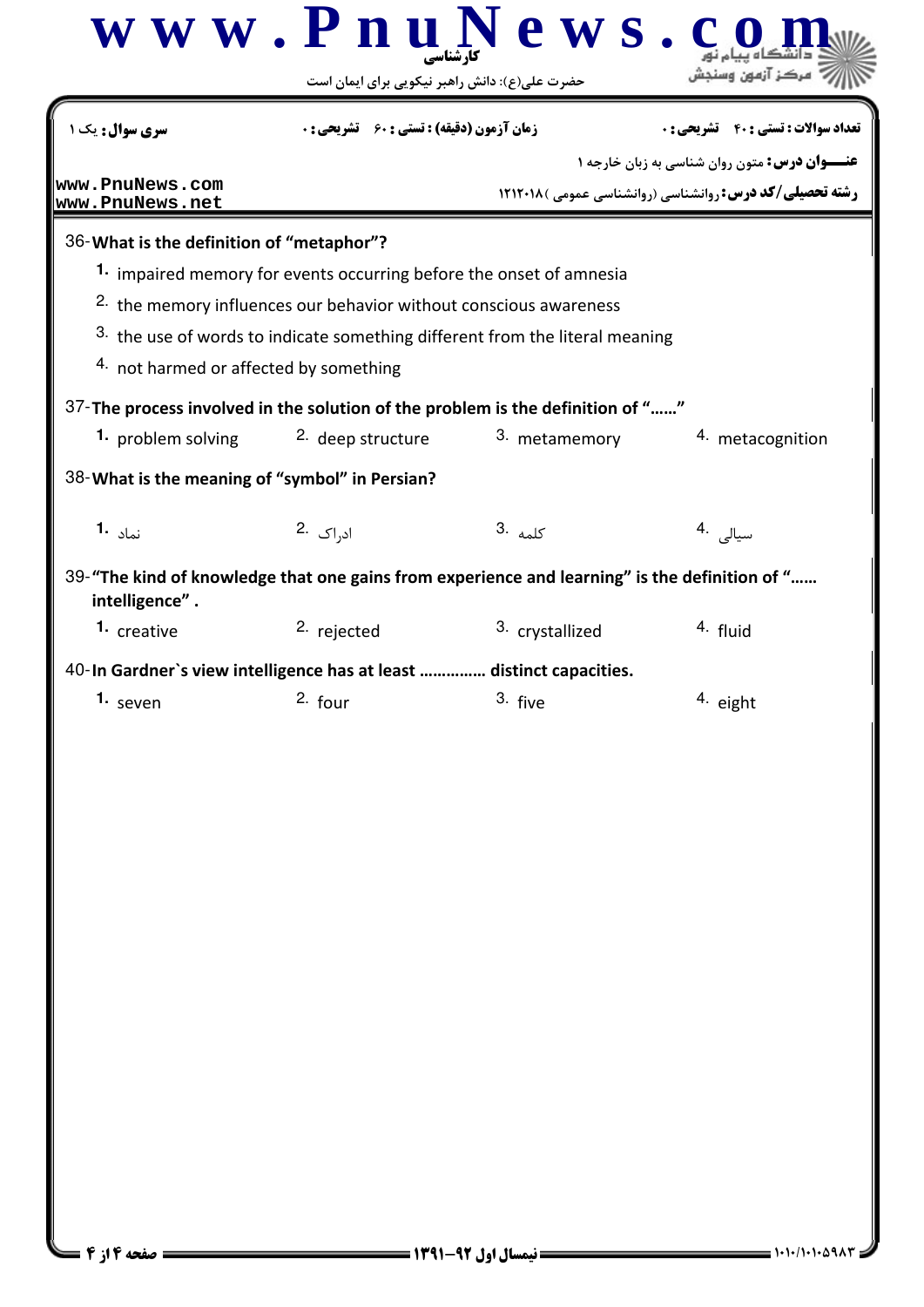سری سوال: یک ۱ | زمان آزمون (دقیقه) : تستی : ۶۰ تشریحی : ۰ | تعداد سوالات : تستی : ۴۰ تشریحی : ۰

عنـــوان درس: متون روان شناسی به زبان خارجه ۱

رشته تحصیلی/کد درس: روانشناسی (روانشناسی عمومی )۱۲۱۲۰۱۸

36- **What is the definition of "metaphor"?**

1. impaired memory for events occurring before the onset of amnesia
2. the memory influences our behavior without conscious awareness
3. the use of words to indicate something different from the literal meaning
4. not harmed or affected by something

37- **The process involved in the solution of the problem is the definition of "……"**

1. problem solving
2. deep structure
3. metamemory
4. metacognition

38- **What is the meaning of "symbol" in Persian?**

1. نماد
2. ادراک
3. کلمه
4. سیالی

39- **"The kind of knowledge that one gains from experience and learning" is the definition of "…… intelligence".**

1. creative
2. rejected
3. crystallized
4. fluid

40- **In Gardner`s view intelligence has at least …………… distinct capacities.**

1. seven
2. four
3. five
4. eight